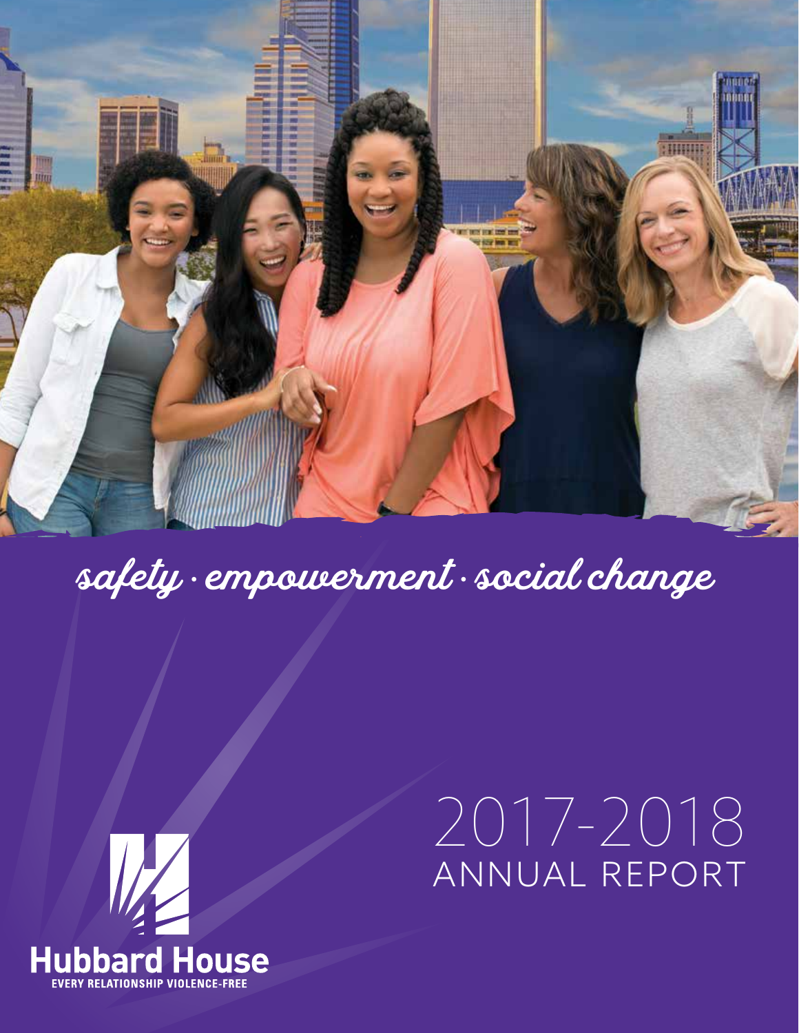safety · empowerment · social change

# 2017-2018 ANNUAL REPORT

Hubbard House

EVERY RELATIONSHIP VIOLENCE-FREE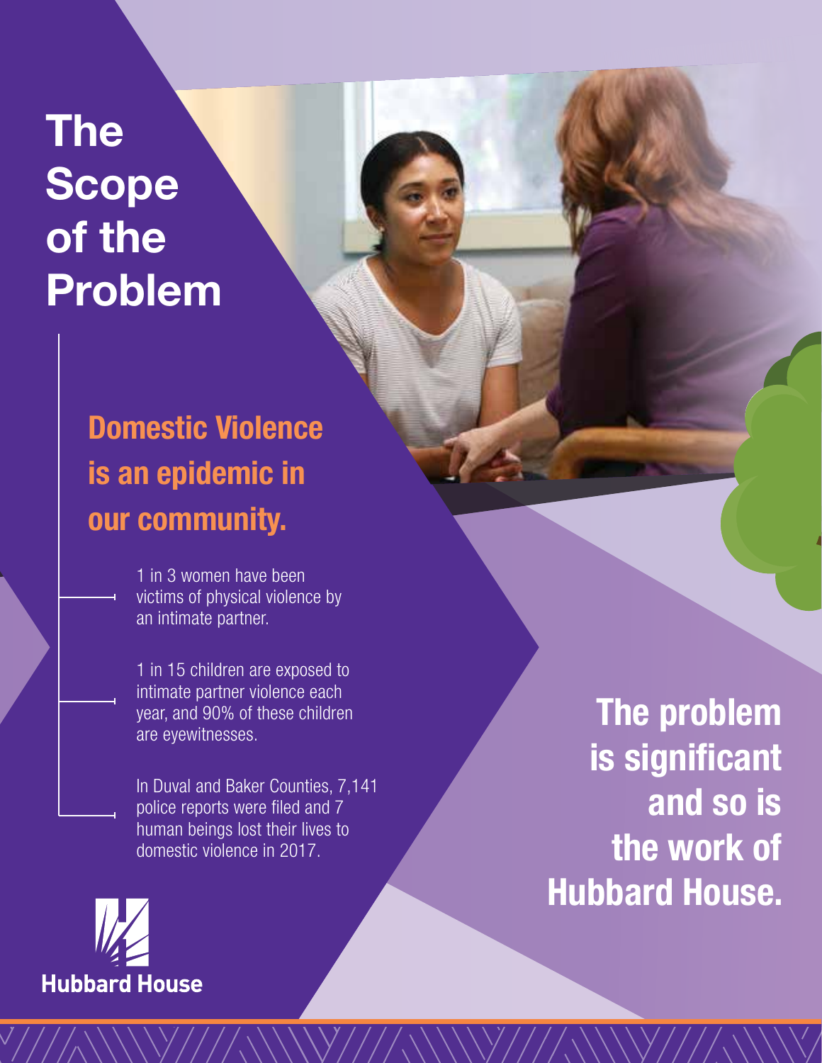# The Scope of the Problem

## Domestic Violence is an epidemic in our community.

- 1 in 3 women have been victims of physical violence by an intimate partner.
- 1 in 15 children are exposed to intimate partner violence each year, and 90% of these children are eyewitnesses.
- In Duval and Baker Counties, 7,141 police reports were filed and 7 human beings lost their lives to domestic violence in 2017.

**The problem is significant and so is the work of Hubbard House.**

Hubbard House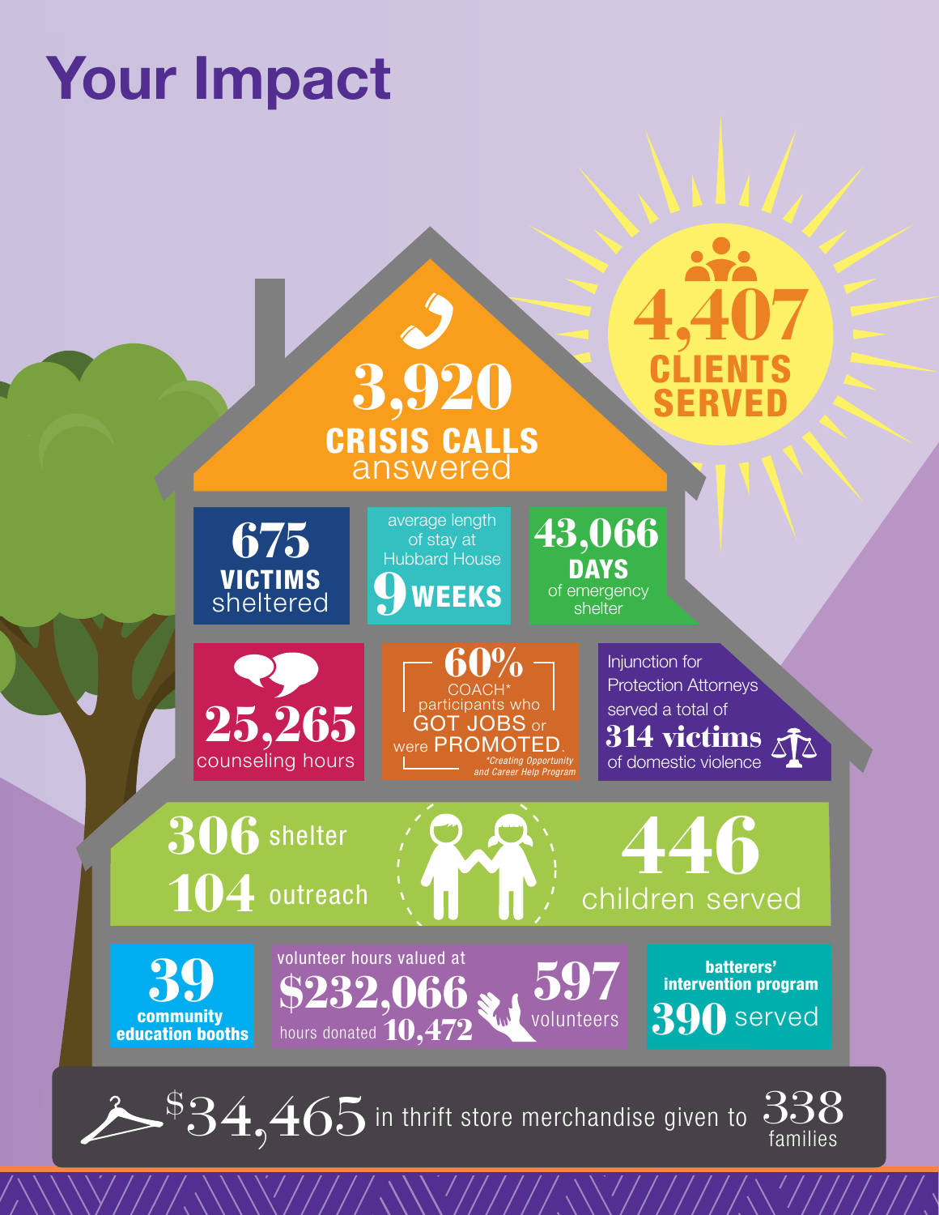# Your Impact

**4,407 CLIENTS SERVED**

**3,920 CRISIS CALLS** answered

**675 VICTIMS** sheltered

average length of stay at Hubbard House **9 WEEKS**

**43,066 DAYS** of emergency shelter

**25,265** counseling hours

**60%** COACH* participants who GOT JOBS or were PROMOTED.

*Creating Opportunity and Career Help Program

Injunction for Protection Attorneys served a total of **314 victims** of domestic violence

**306** shelter
**104** outreach

**446** children served

**39** community education booths

volunteer hours valued at **$232,066**
hours donated **10,472**
**597** volunteers

batterers' intervention program **390** served

**$34,465** in thrift store merchandise given to **338** families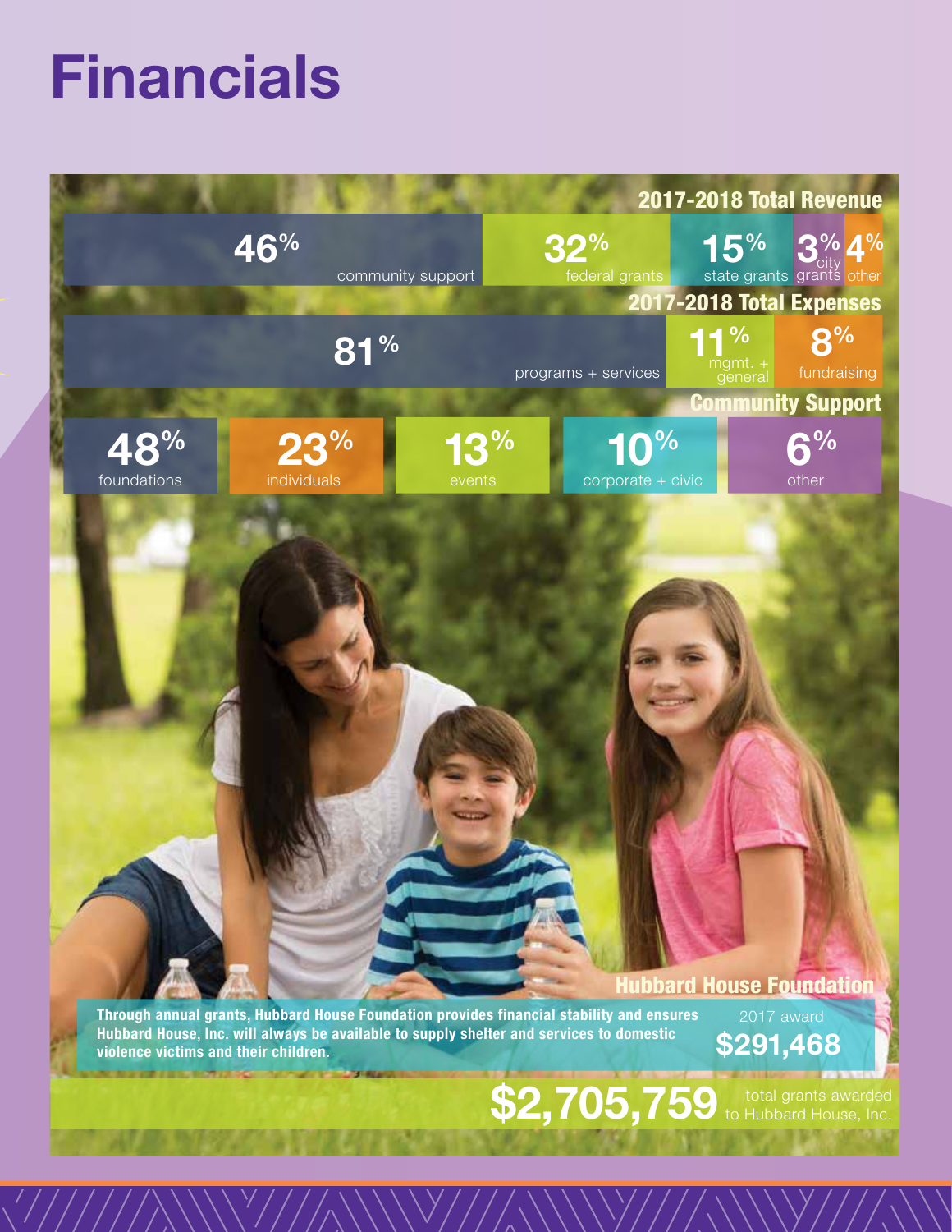# Financials

## 2017-2018 Total Revenue

| 46% | 32% | 15% | 3% | 4% |
|---|---|---|---|---|
| community support | federal grants | state grants | city grants | other |

## 2017-2018 Total Expenses

| 81% | 11% | 8% |
|---|---|---|
| programs + services | mgmt. + general | fundraising |

## Community Support

| 48% | 23% | 13% | 10% | 6% |
|---|---|---|---|---|
| foundations | individuals | events | corporate + civic | other |

## Hubbard House Foundation

**Through annual grants, Hubbard House Foundation provides financial stability and ensures Hubbard House, Inc. will always be available to supply shelter and services to domestic violence victims and their children.**

2017 award
**$291,468**

**$2,705,759** total grants awarded to Hubbard House, Inc.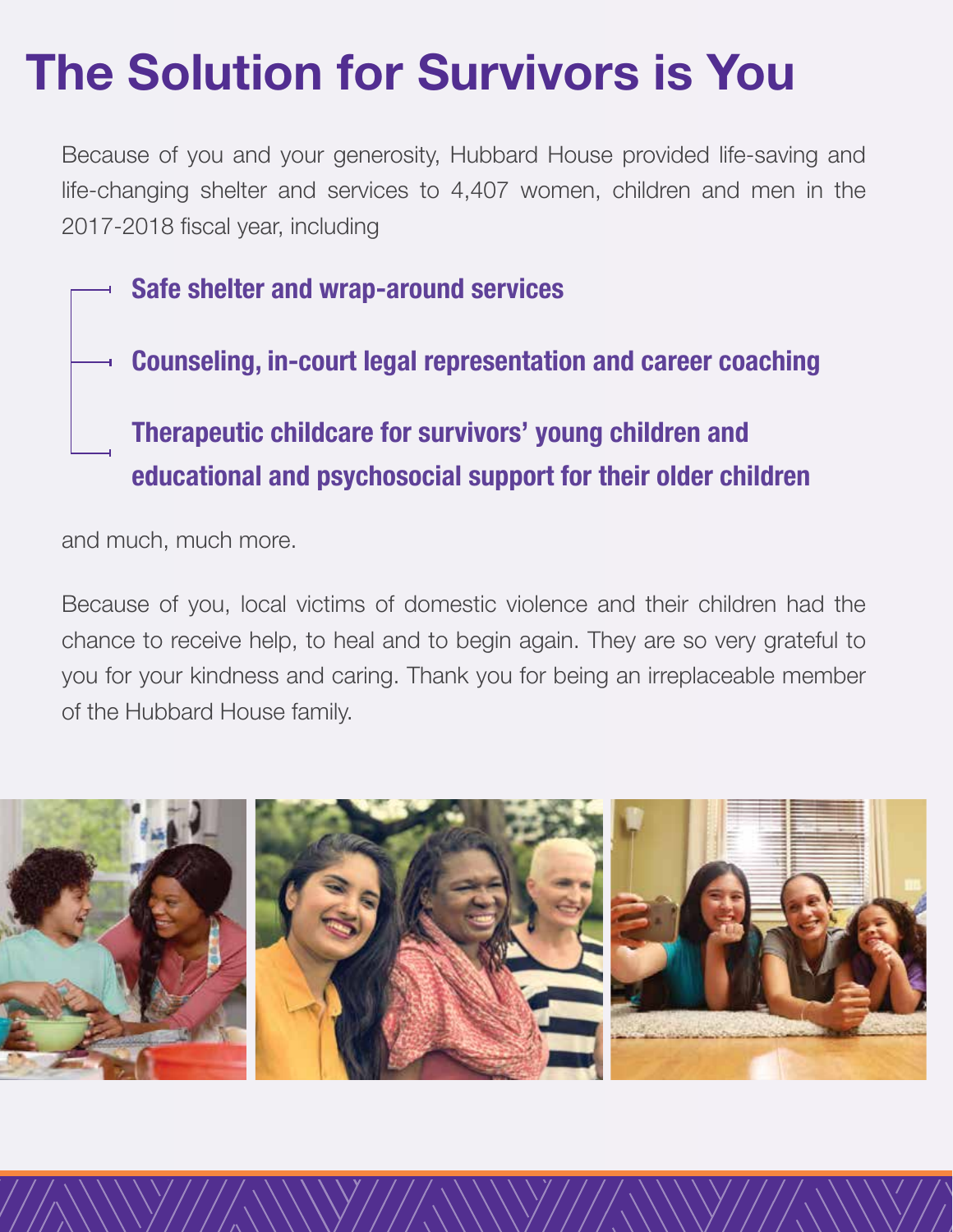# The Solution for Survivors is You

Because of you and your generosity, Hubbard House provided life-saving and life-changing shelter and services to 4,407 women, children and men in the 2017-2018 fiscal year, including

- **Safe shelter and wrap-around services**
- **Counseling, in-court legal representation and career coaching**
- **Therapeutic childcare for survivors' young children and educational and psychosocial support for their older children**

and much, much more.

Because of you, local victims of domestic violence and their children had the chance to receive help, to heal and to begin again. They are so very grateful to you for your kindness and caring. Thank you for being an irreplaceable member of the Hubbard House family.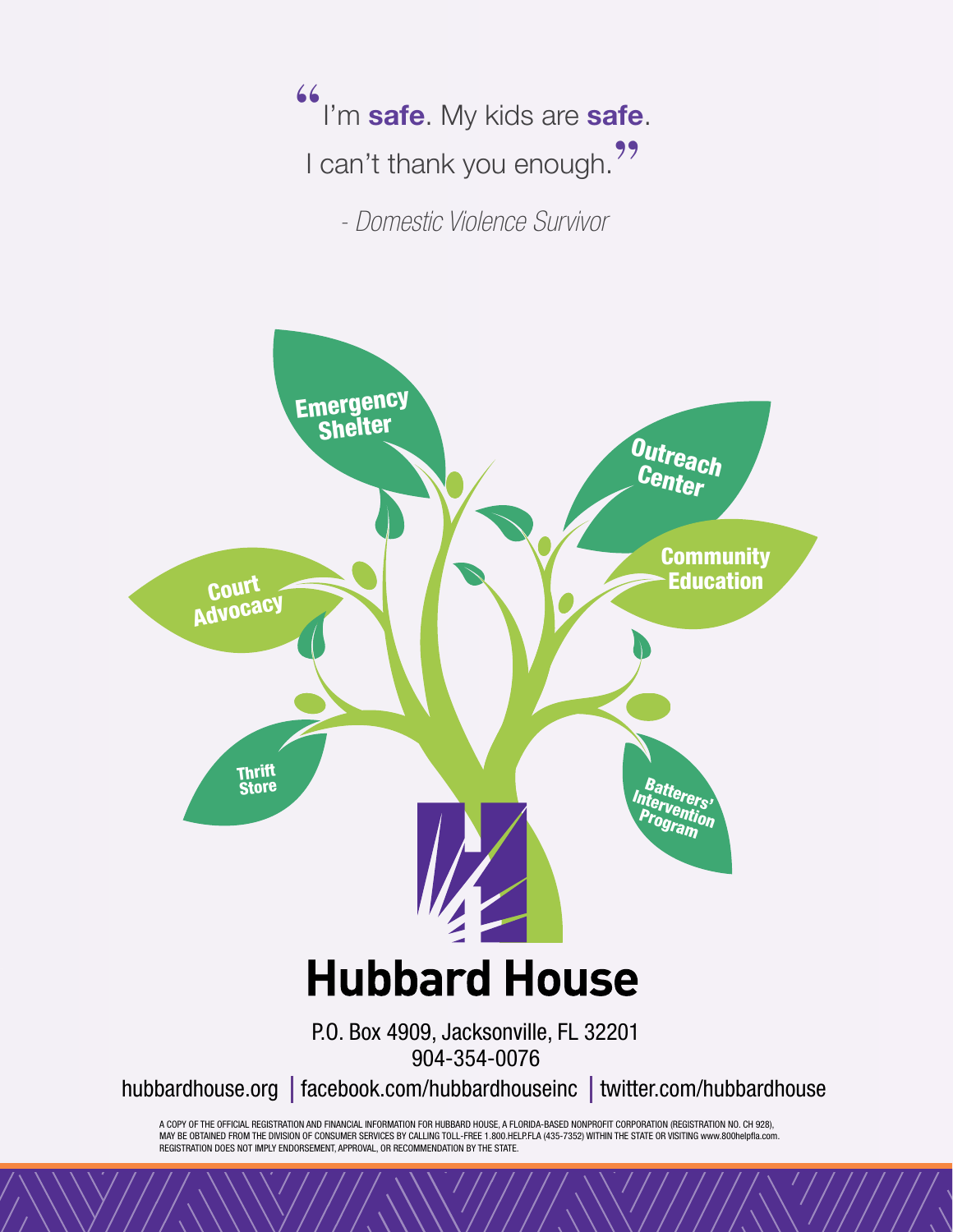"I'm **safe**. My kids are **safe**.
I can't thank you enough."

*- Domestic Violence Survivor*

Emergency Shelter

Outreach Center

Community Education

Court Advocacy

Thrift Store

Batterers' Intervention Program

# Hubbard House

P.O. Box 4909, Jacksonville, FL 32201
904-354-0076

hubbardhouse.org | facebook.com/hubbardhouseinc | twitter.com/hubbardhouse

A COPY OF THE OFFICIAL REGISTRATION AND FINANCIAL INFORMATION FOR HUBBARD HOUSE, A FLORIDA-BASED NONPROFIT CORPORATION (REGISTRATION NO. CH 928), MAY BE OBTAINED FROM THE DIVISION OF CONSUMER SERVICES BY CALLING TOLL-FREE 1.800.HELP.FLA (435-7352) WITHIN THE STATE OR VISITING www.800helpfla.com. REGISTRATION DOES NOT IMPLY ENDORSEMENT, APPROVAL, OR RECOMMENDATION BY THE STATE.